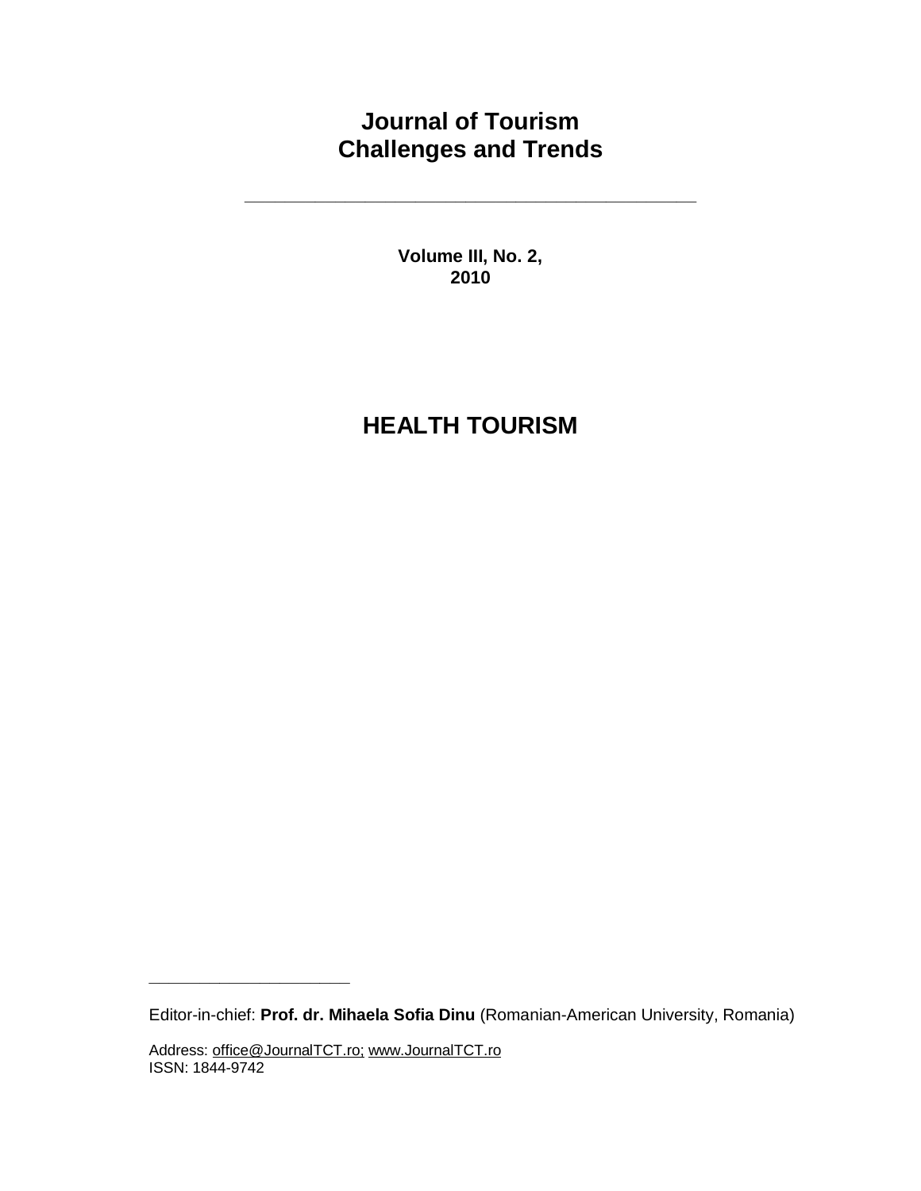# Journal of Tourism Challenges and Trends

---

**Volume III, No. 2, 2010**

## HEALTH TOURISM

---

Editor-in-chief: **Prof. dr. Mihaela Sofia Dinu** (Romanian-American University, Romania)

Address: office@JournalTCT.ro; www.JournalTCT.ro
ISSN: 1844-9742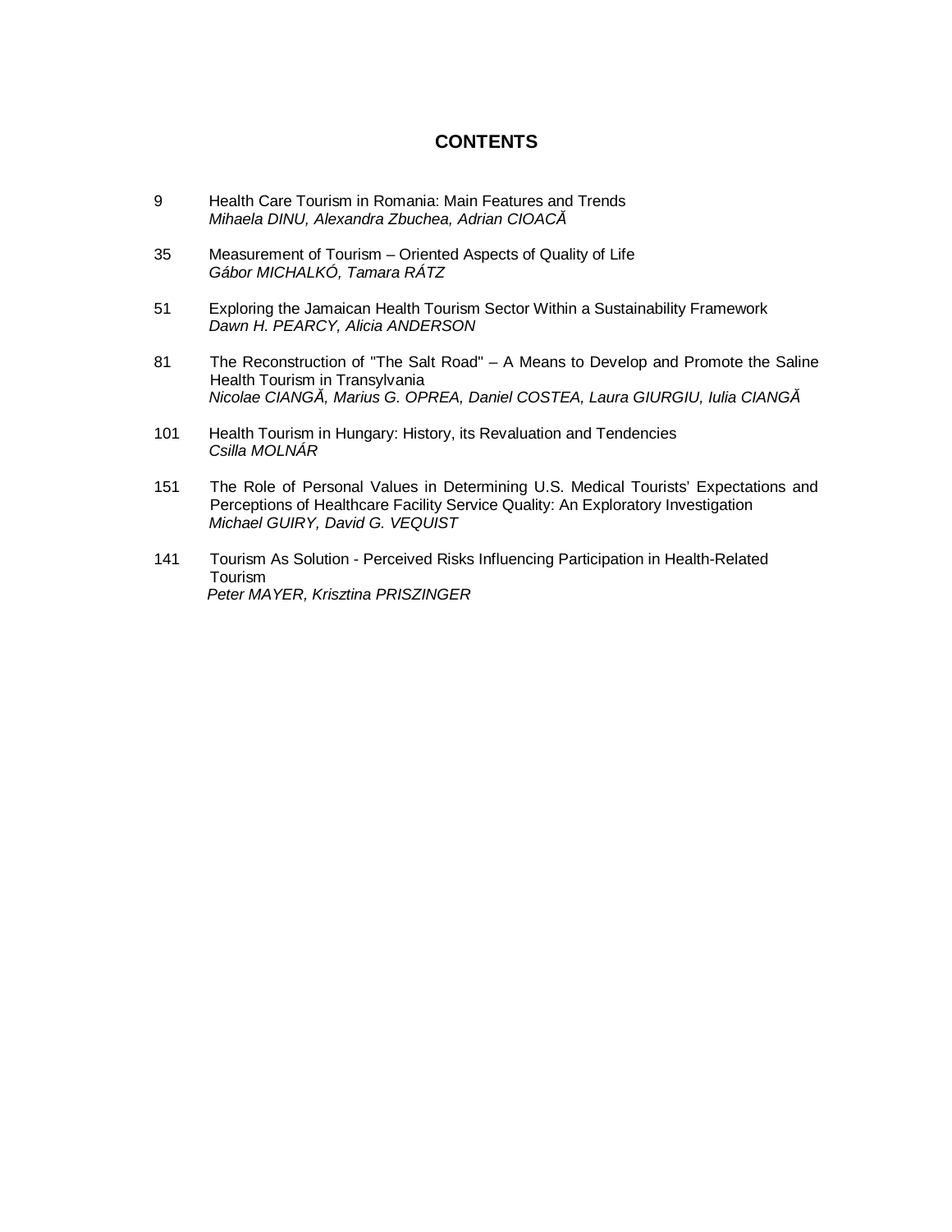# CONTENTS

9 Health Care Tourism in Romania: Main Features and Trends
*Mihaela DINU, Alexandra Zbuchea, Adrian CIOACĂ*

35 Measurement of Tourism – Oriented Aspects of Quality of Life
*Gábor MICHALKÓ, Tamara RÁTZ*

51 Exploring the Jamaican Health Tourism Sector Within a Sustainability Framework
*Dawn H. PEARCY, Alicia ANDERSON*

81 The Reconstruction of "The Salt Road" – A Means to Develop and Promote the Saline Health Tourism in Transylvania
*Nicolae CIANGĂ, Marius G. OPREA, Daniel COSTEA, Laura GIURGIU, Iulia CIANGĂ*

101 Health Tourism in Hungary: History, its Revaluation and Tendencies
*Csilla MOLNÁR*

151 The Role of Personal Values in Determining U.S. Medical Tourists' Expectations and Perceptions of Healthcare Facility Service Quality: An Exploratory Investigation
*Michael GUIRY, David G. VEQUIST*

141 Tourism As Solution - Perceived Risks Influencing Participation in Health-Related Tourism
*Peter MAYER, Krisztina PRISZINGER*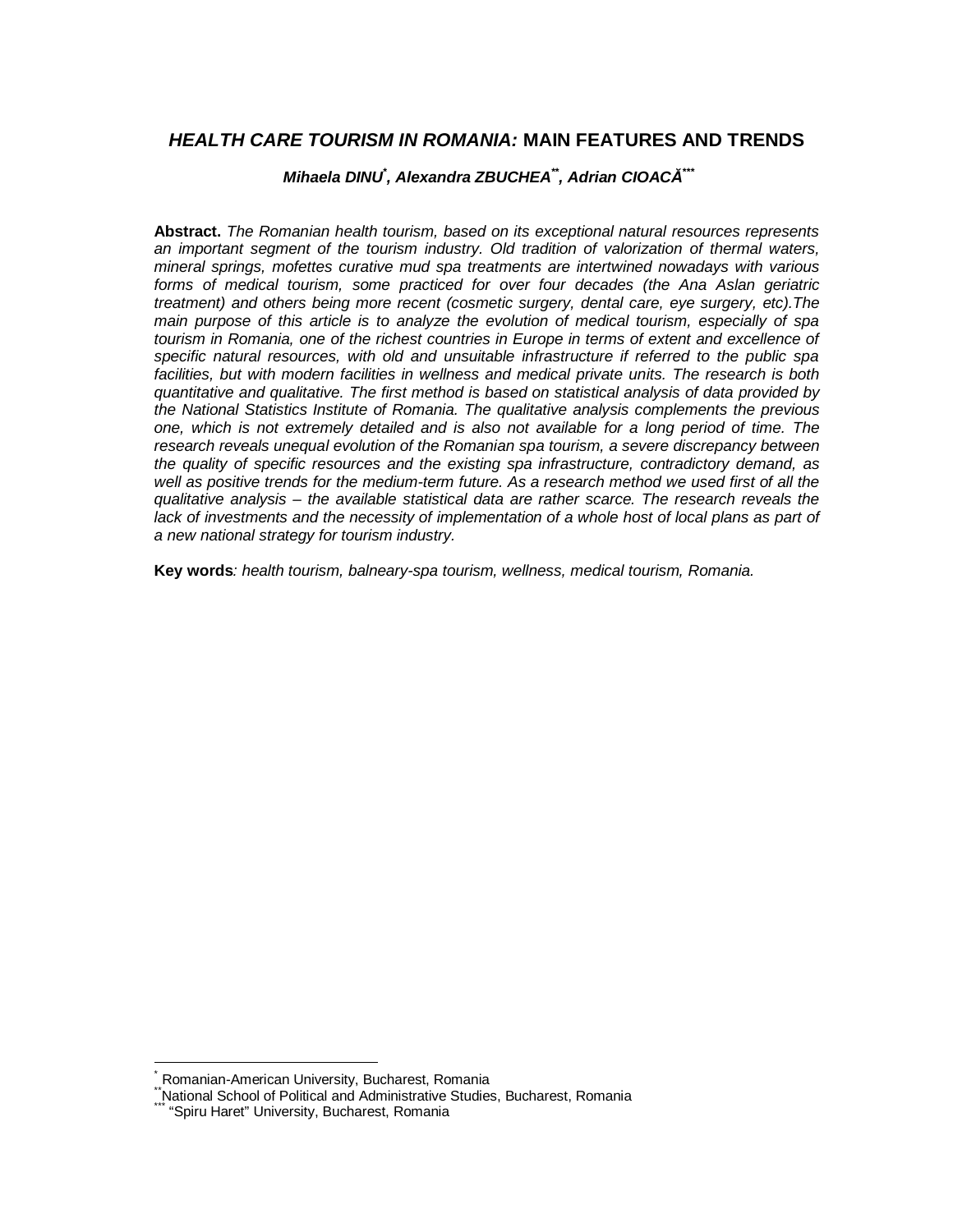# *HEALTH CARE TOURISM IN ROMANIA:* MAIN FEATURES AND TRENDS

***Mihaela DINU[*], Alexandra ZBUCHEA[**], Adrian CIOACĂ[***]***

**Abstract.** *The Romanian health tourism, based on its exceptional natural resources represents an important segment of the tourism industry. Old tradition of valorization of thermal waters, mineral springs, mofettes curative mud spa treatments are intertwined nowadays with various forms of medical tourism, some practiced for over four decades (the Ana Aslan geriatric treatment) and others being more recent (cosmetic surgery, dental care, eye surgery, etc).The main purpose of this article is to analyze the evolution of medical tourism, especially of spa tourism in Romania, one of the richest countries in Europe in terms of extent and excellence of specific natural resources, with old and unsuitable infrastructure if referred to the public spa facilities, but with modern facilities in wellness and medical private units. The research is both quantitative and qualitative. The first method is based on statistical analysis of data provided by the National Statistics Institute of Romania. The qualitative analysis complements the previous one, which is not extremely detailed and is also not available for a long period of time. The research reveals unequal evolution of the Romanian spa tourism, a severe discrepancy between the quality of specific resources and the existing spa infrastructure, contradictory demand, as well as positive trends for the medium-term future. As a research method we used first of all the qualitative analysis – the available statistical data are rather scarce. The research reveals the lack of investments and the necessity of implementation of a whole host of local plans as part of a new national strategy for tourism industry.*

**Key words***: health tourism, balneary-spa tourism, wellness, medical tourism, Romania.*

---

[*] Romanian-American University, Bucharest, Romania
[**] National School of Political and Administrative Studies, Bucharest, Romania
[***] "Spiru Haret" University, Bucharest, Romania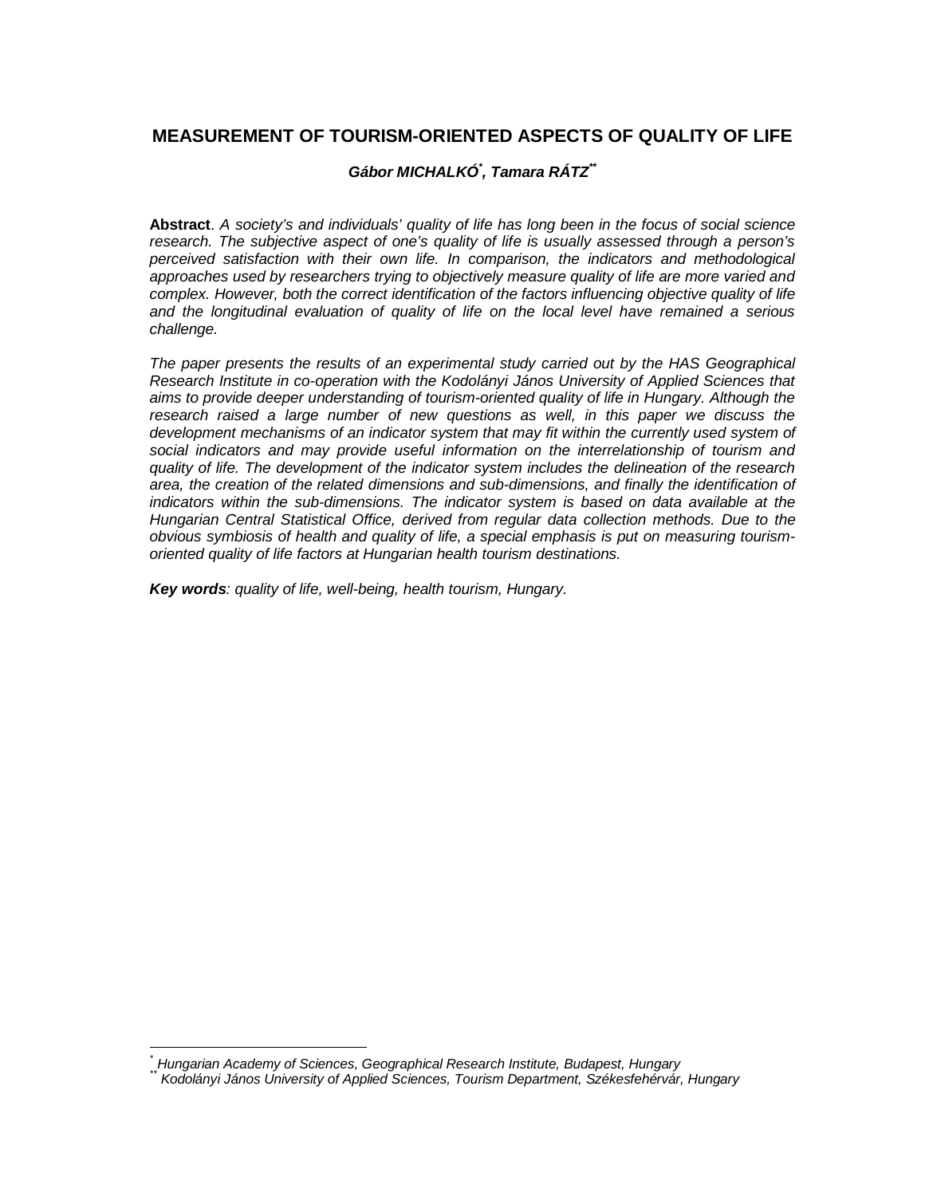# MEASUREMENT OF TOURISM-ORIENTED ASPECTS OF QUALITY OF LIFE

***Gábor MICHALKÓ*[\*]*, Tamara RÁTZ*[\*\*]**

**Abstract**. *A society's and individuals' quality of life has long been in the focus of social science research. The subjective aspect of one's quality of life is usually assessed through a person's perceived satisfaction with their own life. In comparison, the indicators and methodological approaches used by researchers trying to objectively measure quality of life are more varied and complex. However, both the correct identification of the factors influencing objective quality of life and the longitudinal evaluation of quality of life on the local level have remained a serious challenge.*

*The paper presents the results of an experimental study carried out by the HAS Geographical Research Institute in co-operation with the Kodolányi János University of Applied Sciences that aims to provide deeper understanding of tourism-oriented quality of life in Hungary. Although the research raised a large number of new questions as well, in this paper we discuss the development mechanisms of an indicator system that may fit within the currently used system of social indicators and may provide useful information on the interrelationship of tourism and quality of life. The development of the indicator system includes the delineation of the research area, the creation of the related dimensions and sub-dimensions, and finally the identification of indicators within the sub-dimensions. The indicator system is based on data available at the Hungarian Central Statistical Office, derived from regular data collection methods. Due to the obvious symbiosis of health and quality of life, a special emphasis is put on measuring tourism-oriented quality of life factors at Hungarian health tourism destinations.*

***Key words**: quality of life, well-being, health tourism, Hungary.*

---

[\*] *Hungarian Academy of Sciences, Geographical Research Institute, Budapest, Hungary*

[\*\*] *Kodolányi János University of Applied Sciences, Tourism Department, Székesfehérvár, Hungary*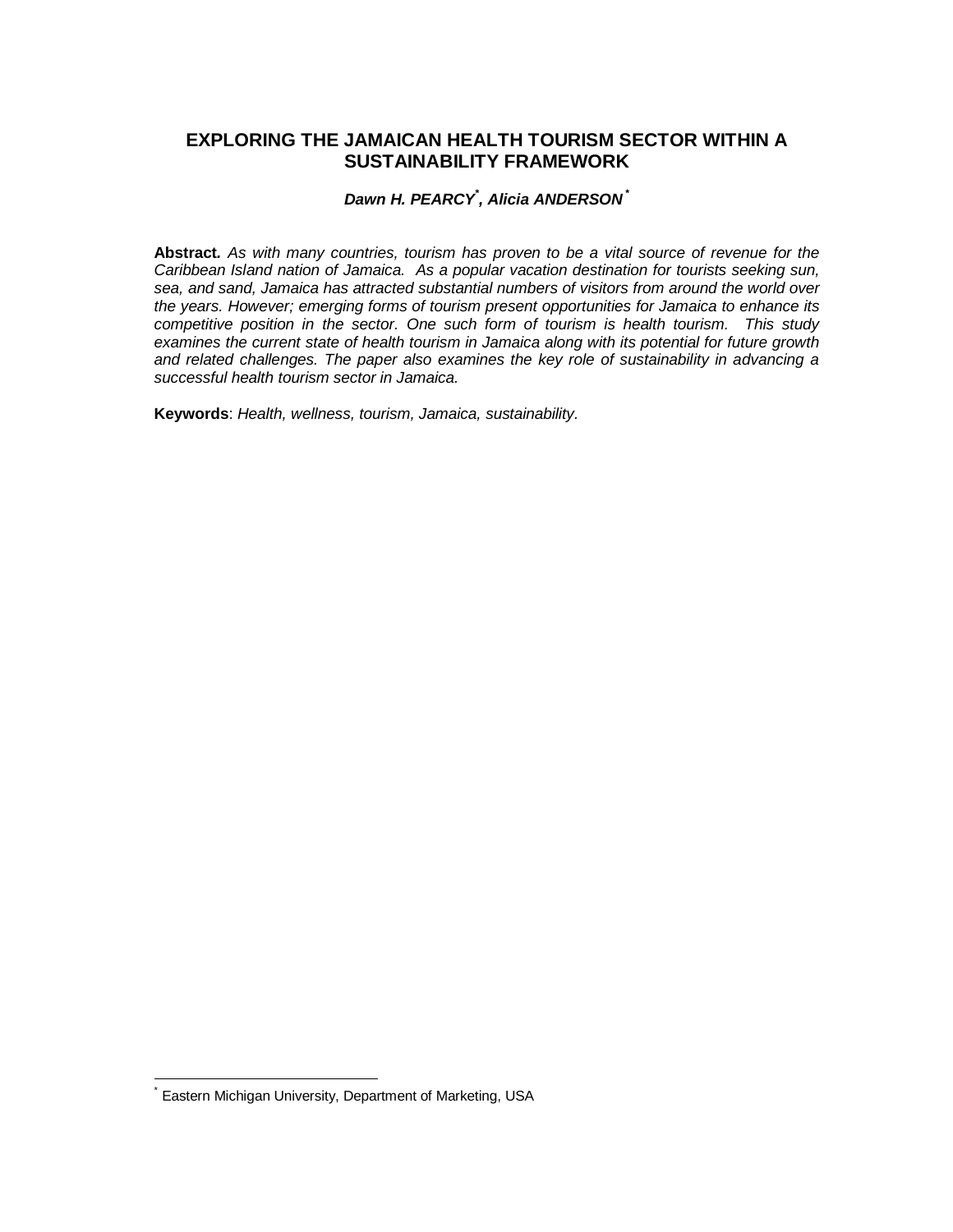# EXPLORING THE JAMAICAN HEALTH TOURISM SECTOR WITHIN A SUSTAINABILITY FRAMEWORK

***Dawn H. PEARCY*, Alicia ANDERSON****

**Abstract.** *As with many countries, tourism has proven to be a vital source of revenue for the Caribbean Island nation of Jamaica. As a popular vacation destination for tourists seeking sun, sea, and sand, Jamaica has attracted substantial numbers of visitors from around the world over the years. However; emerging forms of tourism present opportunities for Jamaica to enhance its competitive position in the sector. One such form of tourism is health tourism. This study examines the current state of health tourism in Jamaica along with its potential for future growth and related challenges. The paper also examines the key role of sustainability in advancing a successful health tourism sector in Jamaica.*

**Keywords**: *Health, wellness, tourism, Jamaica, sustainability.*

---

* Eastern Michigan University, Department of Marketing, USA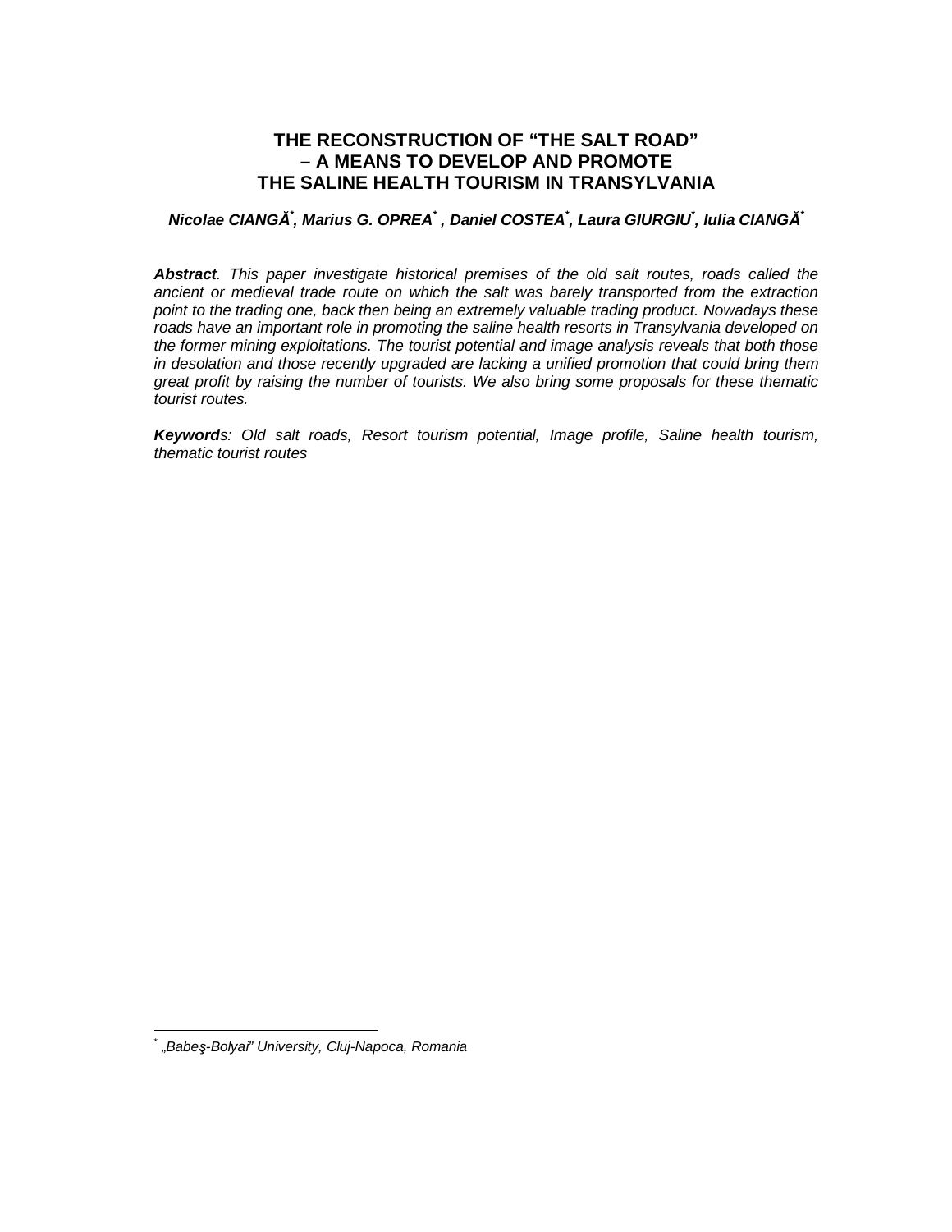# THE RECONSTRUCTION OF "THE SALT ROAD" – A MEANS TO DEVELOP AND PROMOTE THE SALINE HEALTH TOURISM IN TRANSYLVANIA

***Nicolae CIANGĂ[\*], Marius G. OPREA[\*] , Daniel COSTEA[\*], Laura GIURGIU[\*], Iulia CIANGĂ[\*]***

***Abstract**. This paper investigate historical premises of the old salt routes, roads called the ancient or medieval trade route on which the salt was barely transported from the extraction point to the trading one, back then being an extremely valuable trading product. Nowadays these roads have an important role in promoting the saline health resorts in Transylvania developed on the former mining exploitations. The tourist potential and image analysis reveals that both those in desolation and those recently upgraded are lacking a unified promotion that could bring them great profit by raising the number of tourists. We also bring some proposals for these thematic tourist routes.*

***Keywords**: Old salt roads, Resort tourism potential, Image profile, Saline health tourism, thematic tourist routes*

---

[\*] *„Babeş-Bolyai" University, Cluj-Napoca, Romania*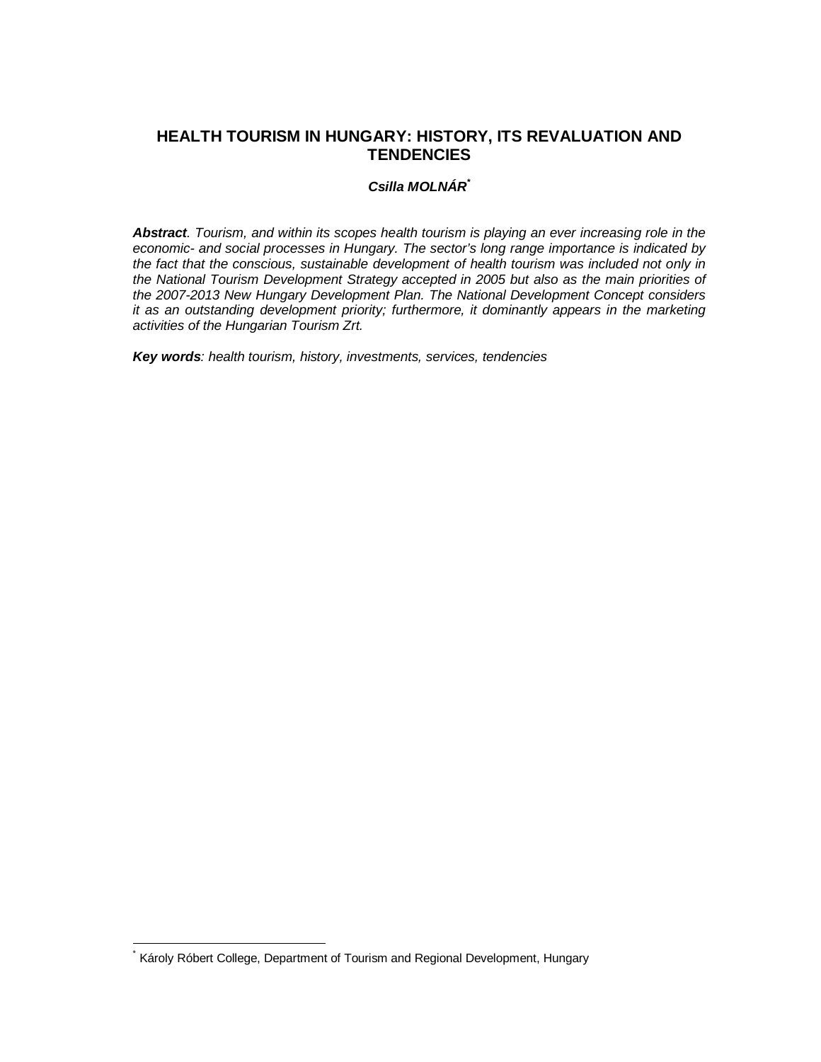# HEALTH TOURISM IN HUNGARY: HISTORY, ITS REVALUATION AND TENDENCIES

***Csilla MOLNÁR*** [*]

***Abstract****. Tourism, and within its scopes health tourism is playing an ever increasing role in the economic- and social processes in Hungary. The sector's long range importance is indicated by the fact that the conscious, sustainable development of health tourism was included not only in the National Tourism Development Strategy accepted in 2005 but also as the main priorities of the 2007-2013 New Hungary Development Plan. The National Development Concept considers it as an outstanding development priority; furthermore, it dominantly appears in the marketing activities of the Hungarian Tourism Zrt.*

***Key words****: health tourism, history, investments, services, tendencies*

[*] Károly Róbert College, Department of Tourism and Regional Development, Hungary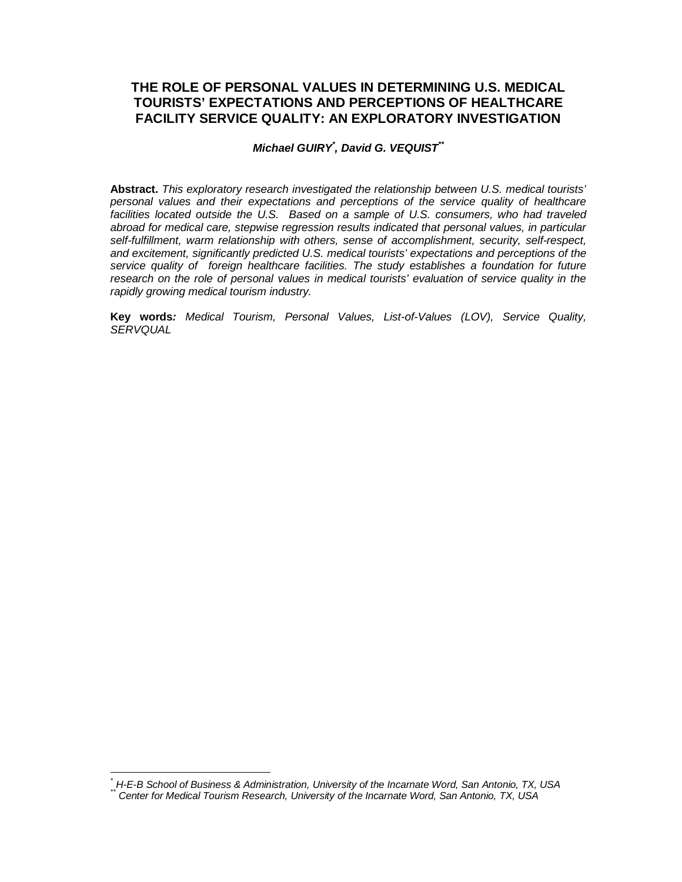# THE ROLE OF PERSONAL VALUES IN DETERMINING U.S. MEDICAL TOURISTS' EXPECTATIONS AND PERCEPTIONS OF HEALTHCARE FACILITY SERVICE QUALITY: AN EXPLORATORY INVESTIGATION

***Michael GUIRY*[\*], *David G. VEQUIST*[\*\*]**

**Abstract.** *This exploratory research investigated the relationship between U.S. medical tourists' personal values and their expectations and perceptions of the service quality of healthcare facilities located outside the U.S. Based on a sample of U.S. consumers, who had traveled abroad for medical care, stepwise regression results indicated that personal values, in particular self-fulfillment, warm relationship with others, sense of accomplishment, security, self-respect, and excitement, significantly predicted U.S. medical tourists' expectations and perceptions of the service quality of foreign healthcare facilities. The study establishes a foundation for future research on the role of personal values in medical tourists' evaluation of service quality in the rapidly growing medical tourism industry.*

**Key words***: Medical Tourism, Personal Values, List-of-Values (LOV), Service Quality, SERVQUAL*

---

[\*] *H-E-B School of Business & Administration, University of the Incarnate Word, San Antonio, TX, USA*

[\*\*] *Center for Medical Tourism Research, University of the Incarnate Word, San Antonio, TX, USA*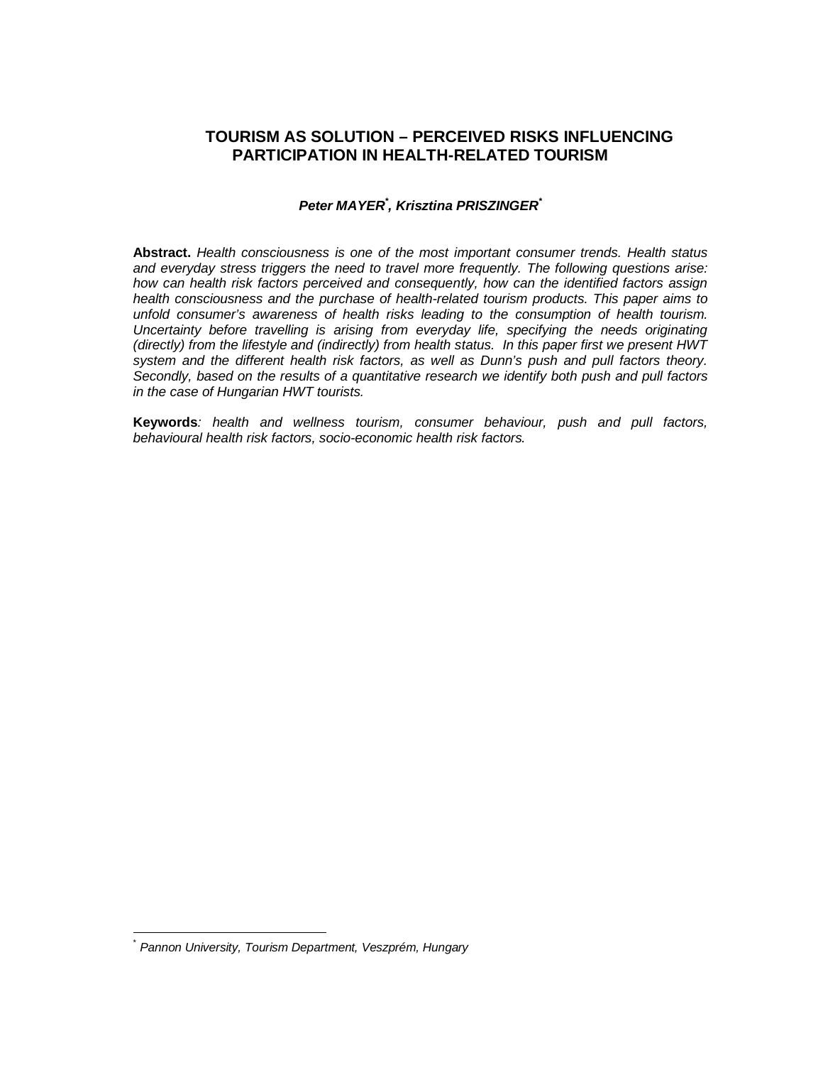# TOURISM AS SOLUTION – PERCEIVED RISKS INFLUENCING PARTICIPATION IN HEALTH-RELATED TOURISM

***Peter MAYER*, Krisztina PRISZINGER****

**Abstract.** *Health consciousness is one of the most important consumer trends. Health status and everyday stress triggers the need to travel more frequently. The following questions arise: how can health risk factors perceived and consequently, how can the identified factors assign health consciousness and the purchase of health-related tourism products. This paper aims to unfold consumer's awareness of health risks leading to the consumption of health tourism. Uncertainty before travelling is arising from everyday life, specifying the needs originating (directly) from the lifestyle and (indirectly) from health status. In this paper first we present HWT system and the different health risk factors, as well as Dunn's push and pull factors theory. Secondly, based on the results of a quantitative research we identify both push and pull factors in the case of Hungarian HWT tourists.*

**Keywords***: health and wellness tourism, consumer behaviour, push and pull factors, behavioural health risk factors, socio-economic health risk factors.*

---

\* *Pannon University, Tourism Department, Veszprém, Hungary*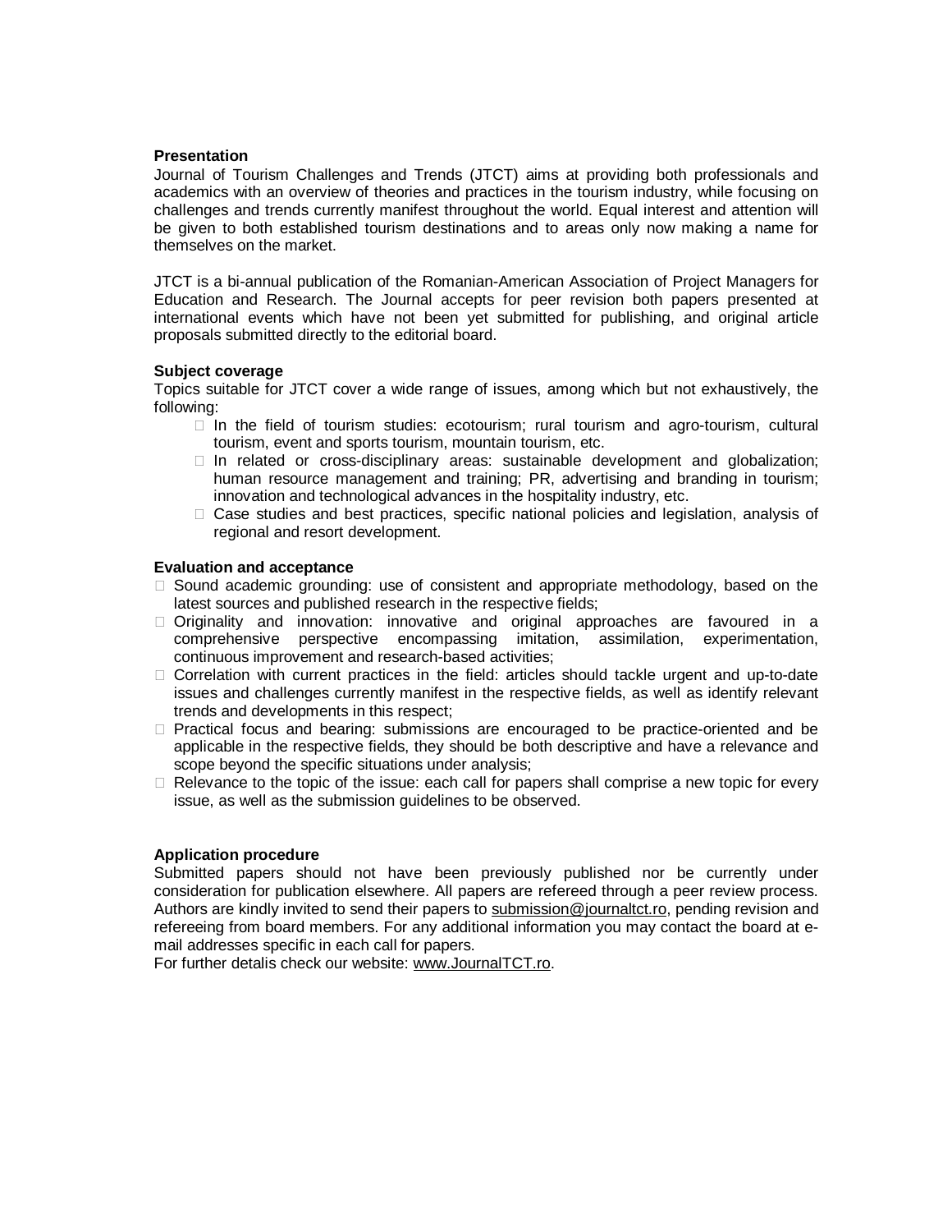**Presentation**

Journal of Tourism Challenges and Trends (JTCT) aims at providing both professionals and academics with an overview of theories and practices in the tourism industry, while focusing on challenges and trends currently manifest throughout the world. Equal interest and attention will be given to both established tourism destinations and to areas only now making a name for themselves on the market.

JTCT is a bi-annual publication of the Romanian-American Association of Project Managers for Education and Research. The Journal accepts for peer revision both papers presented at international events which have not been yet submitted for publishing, and original article proposals submitted directly to the editorial board.

**Subject coverage**

Topics suitable for JTCT cover a wide range of issues, among which but not exhaustively, the following:

- In the field of tourism studies: ecotourism; rural tourism and agro-tourism, cultural tourism, event and sports tourism, mountain tourism, etc.
- In related or cross-disciplinary areas: sustainable development and globalization; human resource management and training; PR, advertising and branding in tourism; innovation and technological advances in the hospitality industry, etc.
- Case studies and best practices, specific national policies and legislation, analysis of regional and resort development.

**Evaluation and acceptance**

- Sound academic grounding: use of consistent and appropriate methodology, based on the latest sources and published research in the respective fields;
- Originality and innovation: innovative and original approaches are favoured in a comprehensive perspective encompassing imitation, assimilation, experimentation, continuous improvement and research-based activities;
- Correlation with current practices in the field: articles should tackle urgent and up-to-date issues and challenges currently manifest in the respective fields, as well as identify relevant trends and developments in this respect;
- Practical focus and bearing: submissions are encouraged to be practice-oriented and be applicable in the respective fields, they should be both descriptive and have a relevance and scope beyond the specific situations under analysis;
- Relevance to the topic of the issue: each call for papers shall comprise a new topic for every issue, as well as the submission guidelines to be observed.

**Application procedure**

Submitted papers should not have been previously published nor be currently under consideration for publication elsewhere. All papers are refereed through a peer review process. Authors are kindly invited to send their papers to submission@journaltct.ro, pending revision and refereeing from board members. For any additional information you may contact the board at e-mail addresses specific in each call for papers.
For further detalis check our website: www.JournalTCT.ro.